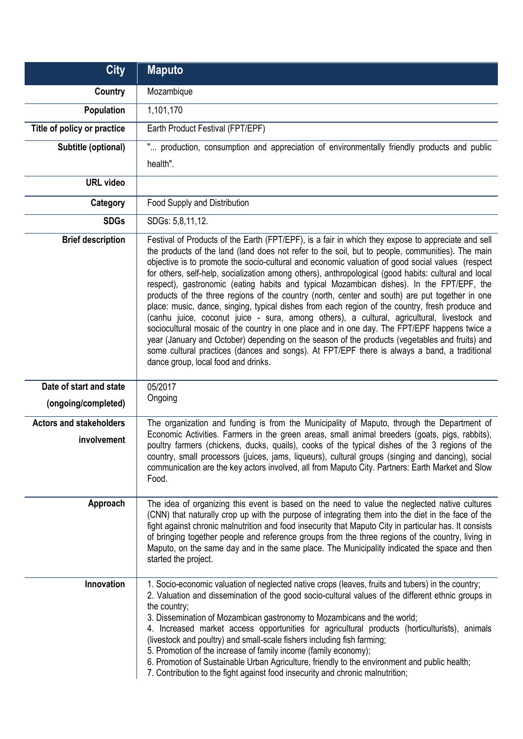| City | Maputo |
|---|---|
| **Country** | Mozambique |
| **Population** | 1,101,170 |
| **Title of policy or practice** | Earth Product Festival (FPT/EPF) |
| **Subtitle (optional)** | "... production, consumption and appreciation of environmentally friendly products and public health". |
| **URL video** | |
| **Category** | Food Supply and Distribution |
| **SDGs** | SDGs: 5,8,11,12. |
| **Brief description** | Festival of Products of the Earth (FPT/EPF), is a fair in which they expose to appreciate and sell the products of the land (land does not refer to the soil, but to people, communities). The main objective is to promote the socio-cultural and economic valuation of good social values (respect for others, self-help, socialization among others), anthropological (good habits: cultural and local respect), gastronomic (eating habits and typical Mozambican dishes). In the FPT/EPF, the products of the three regions of the country (north, center and south) are put together in one place: music, dance, singing, typical dishes from each region of the country, fresh produce and (canhu juice, coconut juice - sura, among others), a cultural, agricultural, livestock and sociocultural mosaic of the country in one place and in one day. The FPT/EPF happens twice a year (January and October) depending on the season of the products (vegetables and fruits) and some cultural practices (dances and songs). At FPT/EPF there is always a band, a traditional dance group, local food and drinks. |
| **Date of start and state (ongoing/completed)** | 05/2017<br>Ongoing |
| **Actors and stakeholders involvement** | The organization and funding is from the Municipality of Maputo, through the Department of Economic Activities. Farmers in the green areas, small animal breeders (goats, pigs, rabbits), poultry farmers (chickens, ducks, quails), cooks of the typical dishes of the 3 regions of the country, small processors (juices, jams, liqueurs), cultural groups (singing and dancing), social communication are the key actors involved, all from Maputo City. Partners: Earth Market and Slow Food. |
| **Approach** | The idea of organizing this event is based on the need to value the neglected native cultures (CNN) that naturally crop up with the purpose of integrating them into the diet in the face of the fight against chronic malnutrition and food insecurity that Maputo City in particular has. It consists of bringing together people and reference groups from the three regions of the country, living in Maputo, on the same day and in the same place. The Municipality indicated the space and then started the project. |
| **Innovation** | 1. Socio-economic valuation of neglected native crops (leaves, fruits and tubers) in the country;<br>2. Valuation and dissemination of the good socio-cultural values of the different ethnic groups in the country;<br>3. Dissemination of Mozambican gastronomy to Mozambicans and the world;<br>4. Increased market access opportunities for agricultural products (horticulturists), animals (livestock and poultry) and small-scale fishers including fish farming;<br>5. Promotion of the increase of family income (family economy);<br>6. Promotion of Sustainable Urban Agriculture, friendly to the environment and public health;<br>7. Contribution to the fight against food insecurity and chronic malnutrition; |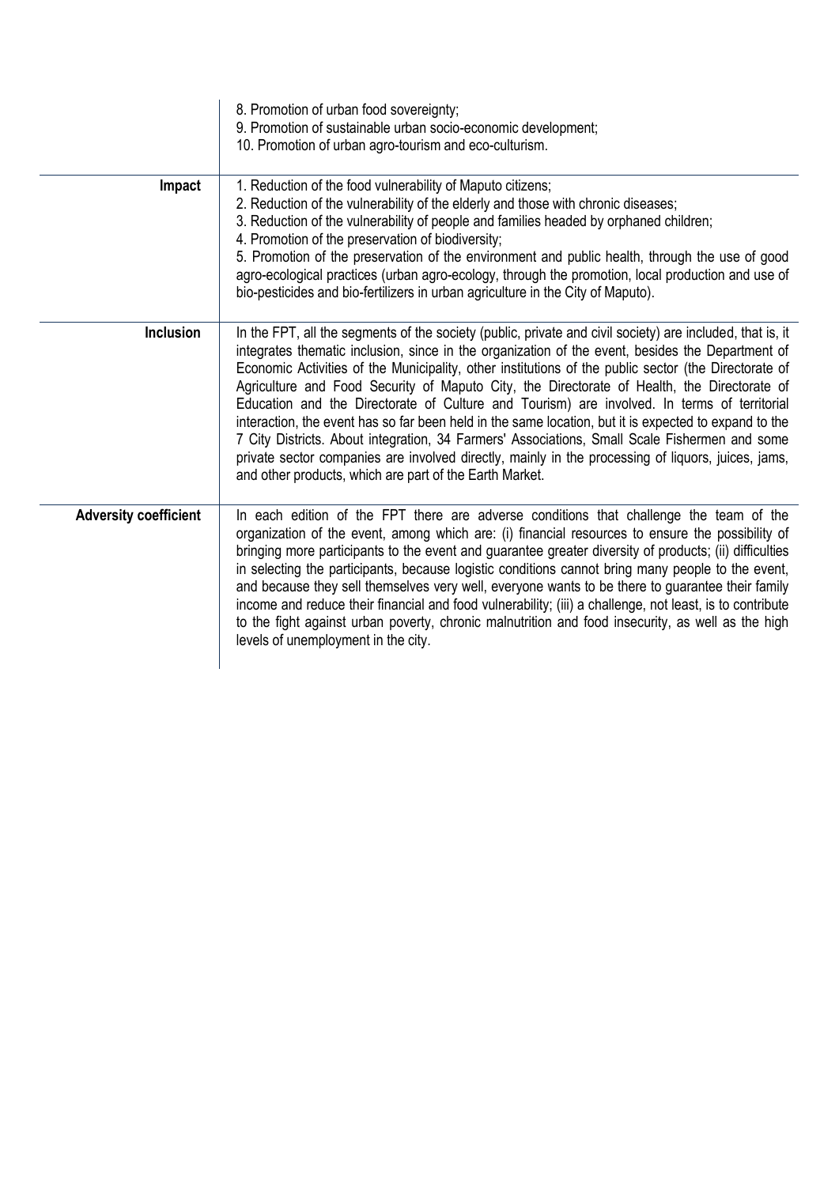| | |
|---|---|
| | 8. Promotion of urban food sovereignty;<br>9. Promotion of sustainable urban socio-economic development;<br>10. Promotion of urban agro-tourism and eco-culturism. |
| **Impact** | 1. Reduction of the food vulnerability of Maputo citizens;<br>2. Reduction of the vulnerability of the elderly and those with chronic diseases;<br>3. Reduction of the vulnerability of people and families headed by orphaned children;<br>4. Promotion of the preservation of biodiversity;<br>5. Promotion of the preservation of the environment and public health, through the use of good agro-ecological practices (urban agro-ecology, through the promotion, local production and use of bio-pesticides and bio-fertilizers in urban agriculture in the City of Maputo). |
| **Inclusion** | In the FPT, all the segments of the society (public, private and civil society) are included, that is, it integrates thematic inclusion, since in the organization of the event, besides the Department of Economic Activities of the Municipality, other institutions of the public sector (the Directorate of Agriculture and Food Security of Maputo City, the Directorate of Health, the Directorate of Education and the Directorate of Culture and Tourism) are involved. In terms of territorial interaction, the event has so far been held in the same location, but it is expected to expand to the 7 City Districts. About integration, 34 Farmers' Associations, Small Scale Fishermen and some private sector companies are involved directly, mainly in the processing of liquors, juices, jams, and other products, which are part of the Earth Market. |
| **Adversity coefficient** | In each edition of the FPT there are adverse conditions that challenge the team of the organization of the event, among which are: (i) financial resources to ensure the possibility of bringing more participants to the event and guarantee greater diversity of products; (ii) difficulties in selecting the participants, because logistic conditions cannot bring many people to the event, and because they sell themselves very well, everyone wants to be there to guarantee their family income and reduce their financial and food vulnerability; (iii) a challenge, not least, is to contribute to the fight against urban poverty, chronic malnutrition and food insecurity, as well as the high levels of unemployment in the city. |